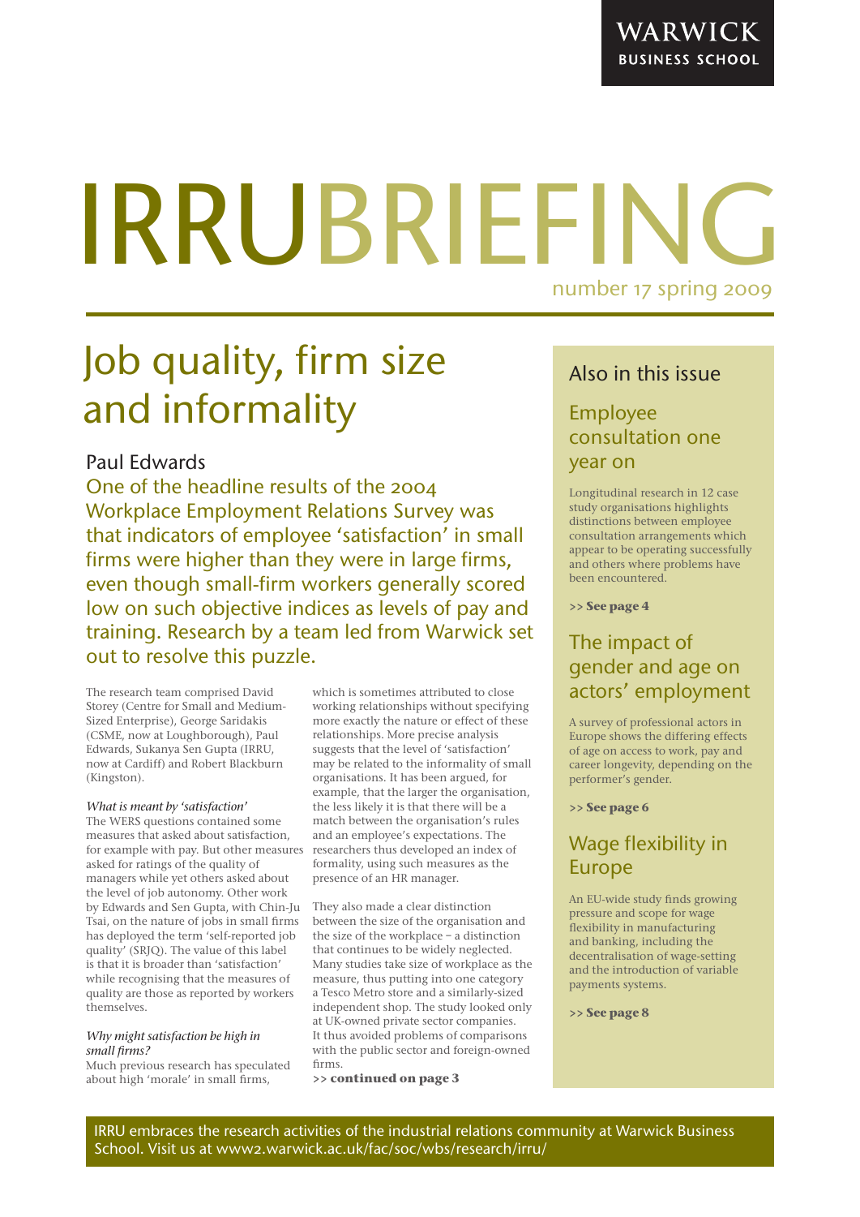WARWICK BUSINESS SCHOOL

# IRRUBRIEFING

number 17 spring 2009

## Job quality, firm size and informality

Paul Edwards

One of the headline results of the 2004 Workplace Employment Relations Survey was that indicators of employee 'satisfaction' in small firms were higher than they were in large firms, even though small-firm workers generally scored low on such objective indices as levels of pay and training. Research by a team led from Warwick set out to resolve this puzzle.

The research team comprised David Storey (Centre for Small and Medium-Sized Enterprise), George Saridakis (CSME, now at Loughborough), Paul Edwards, Sukanya Sen Gupta (IRRU, now at Cardiff) and Robert Blackburn (Kingston).

*What is meant by 'satisfaction'*

The WERS questions contained some measures that asked about satisfaction, for example with pay. But other measures asked for ratings of the quality of managers while yet others asked about the level of job autonomy. Other work by Edwards and Sen Gupta, with Chin-Ju Tsai, on the nature of jobs in small firms has deployed the term 'self-reported job quality' (SRJQ). The value of this label is that it is broader than 'satisfaction' while recognising that the measures of quality are those as reported by workers themselves.

*Why might satisfaction be high in small firms?*

Much previous research has speculated about high 'morale' in small firms, which is sometimes attributed to close working relationships without specifying more exactly the nature or effect of these relationships. More precise analysis suggests that the level of 'satisfaction' may be related to the informality of small organisations. It has been argued, for example, that the larger the organisation, the less likely it is that there will be a match between the organisation's rules and an employee's expectations. The researchers thus developed an index of formality, using such measures as the presence of an HR manager.

They also made a clear distinction between the size of the organisation and the size of the workplace – a distinction that continues to be widely neglected. Many studies take size of workplace as the measure, thus putting into one category a Tesco Metro store and a similarly-sized independent shop. The study looked only at UK-owned private sector companies. It thus avoided problems of comparisons with the public sector and foreign-owned firms.

**>> continued on page 3**

### Also in this issue

#### Employee consultation one year on

Longitudinal research in 12 case study organisations highlights distinctions between employee consultation arrangements which appear to be operating successfully and others where problems have been encountered.

**>> See page 4**

#### The impact of gender and age on actors' employment

A survey of professional actors in Europe shows the differing effects of age on access to work, pay and career longevity, depending on the performer's gender.

**>> See page 6**

#### Wage flexibility in Europe

An EU-wide study finds growing pressure and scope for wage flexibility in manufacturing and banking, including the decentralisation of wage-setting and the introduction of variable payments systems.

**>> See page 8**

IRRU embraces the research activities of the industrial relations community at Warwick Business School. Visit us at www2.warwick.ac.uk/fac/soc/wbs/research/irru/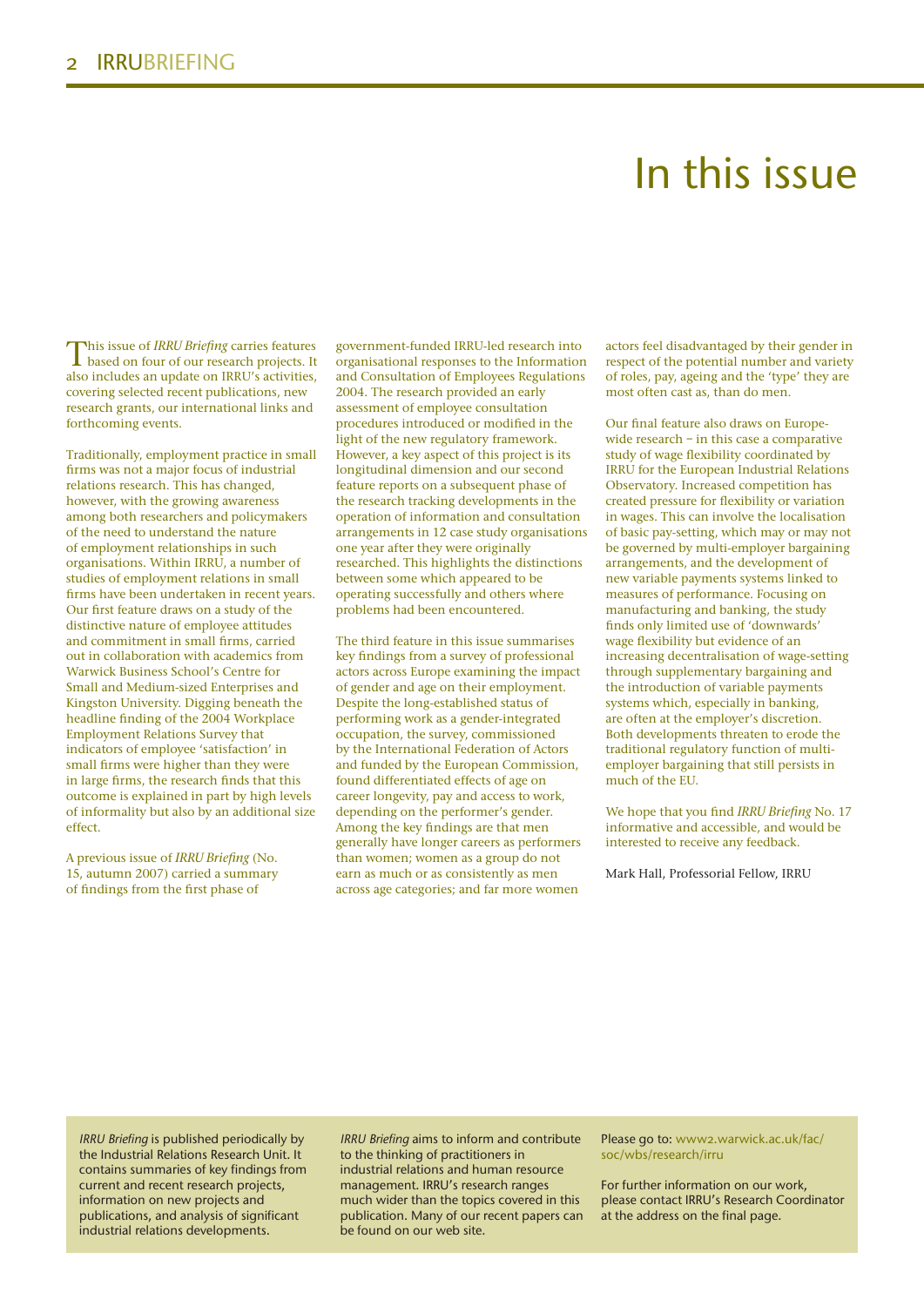# In this issue

This issue of *IRRU Briefing* carries features based on four of our research projects. It also includes an update on IRRU's activities, covering selected recent publications, new research grants, our international links and forthcoming events.

Traditionally, employment practice in small firms was not a major focus of industrial relations research. This has changed, however, with the growing awareness among both researchers and policymakers of the need to understand the nature of employment relationships in such organisations. Within IRRU, a number of studies of employment relations in small firms have been undertaken in recent years. Our first feature draws on a study of the distinctive nature of employee attitudes and commitment in small firms, carried out in collaboration with academics from Warwick Business School's Centre for Small and Medium-sized Enterprises and Kingston University. Digging beneath the headline finding of the 2004 Workplace Employment Relations Survey that indicators of employee 'satisfaction' in small firms were higher than they were in large firms, the research finds that this outcome is explained in part by high levels of informality but also by an additional size effect.

A previous issue of *IRRU Briefing* (No. 15, autumn 2007) carried a summary of findings from the first phase of government-funded IRRU-led research into organisational responses to the Information and Consultation of Employees Regulations 2004. The research provided an early assessment of employee consultation procedures introduced or modified in the light of the new regulatory framework. However, a key aspect of this project is its longitudinal dimension and our second feature reports on a subsequent phase of the research tracking developments in the operation of information and consultation arrangements in 12 case study organisations one year after they were originally researched. This highlights the distinctions between some which appeared to be operating successfully and others where problems had been encountered.

The third feature in this issue summarises key findings from a survey of professional actors across Europe examining the impact of gender and age on their employment. Despite the long-established status of performing work as a gender-integrated occupation, the survey, commissioned by the International Federation of Actors and funded by the European Commission, found differentiated effects of age on career longevity, pay and access to work, depending on the performer's gender. Among the key findings are that men generally have longer careers as performers than women; women as a group do not earn as much or as consistently as men across age categories; and far more women actors feel disadvantaged by their gender in respect of the potential number and variety of roles, pay, ageing and the 'type' they are most often cast as, than do men.

Our final feature also draws on Europe-wide research – in this case a comparative study of wage flexibility coordinated by IRRU for the European Industrial Relations Observatory. Increased competition has created pressure for flexibility or variation in wages. This can involve the localisation of basic pay-setting, which may or may not be governed by multi-employer bargaining arrangements, and the development of new variable payments systems linked to measures of performance. Focusing on manufacturing and banking, the study finds only limited use of 'downwards' wage flexibility but evidence of an increasing decentralisation of wage-setting through supplementary bargaining and the introduction of variable payments systems which, especially in banking, are often at the employer's discretion. Both developments threaten to erode the traditional regulatory function of multi-employer bargaining that still persists in much of the EU.

We hope that you find *IRRU Briefing* No. 17 informative and accessible, and would be interested to receive any feedback.

Mark Hall, Professorial Fellow, IRRU

*IRRU Briefing* is published periodically by the Industrial Relations Research Unit. It contains summaries of key findings from current and recent research projects, information on new projects and publications, and analysis of significant industrial relations developments.

*IRRU Briefing* aims to inform and contribute to the thinking of practitioners in industrial relations and human resource management. IRRU's research ranges much wider than the topics covered in this publication. Many of our recent papers can be found on our web site.

Please go to: www2.warwick.ac.uk/fac/soc/wbs/research/irru

For further information on our work, please contact IRRU's Research Coordinator at the address on the final page.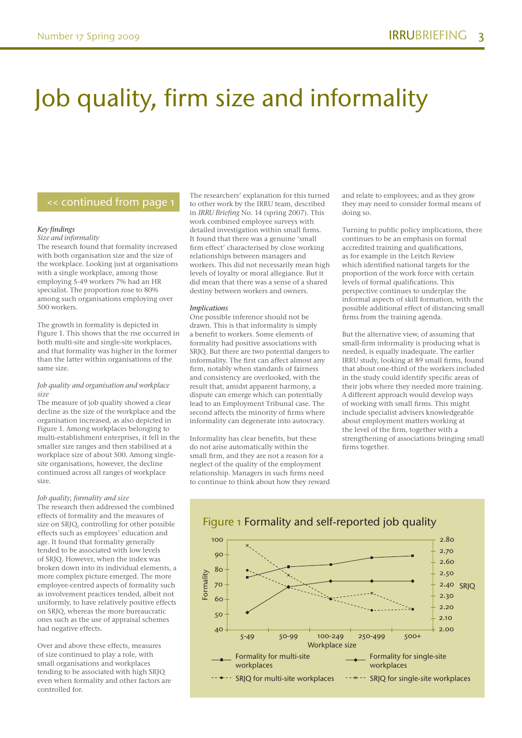# Job quality, firm size and informality

<< continued from page 1

*Key findings*

*Size and informality*

The research found that formality increased with both organisation size and the size of the workplace. Looking just at organisations with a single workplace, among those employing 5-49 workers 7% had an HR specialist. The proportion rose to 80% among such organisations employing over 500 workers.

The growth in formality is depicted in Figure 1. This shows that the rise occurred in both multi-site and single-site workplaces, and that formality was higher in the former than the latter within organisations of the same size.

*Job quality and organisation and workplace size*

The measure of job quality showed a clear decline as the size of the workplace and the organisation increased, as also depicted in Figure 1. Among workplaces belonging to multi-establishment enterprises, it fell in the smaller size ranges and then stabilised at a workplace size of about 500. Among single-site organisations, however, the decline continued across all ranges of workplace size.

*Job quality, formality and size*

The research then addressed the combined effects of formality and the measures of size on SRJQ, controlling for other possible effects such as employees' education and age. It found that formality generally tended to be associated with low levels of SRJQ. However, when the index was broken down into its individual elements, a more complex picture emerged. The more employee-centred aspects of formality such as involvement practices tended, albeit not uniformly, to have relatively positive effects on SRJQ, whereas the more bureaucratic ones such as the use of appraisal schemes had negative effects.

Over and above these effects, measures of size continued to play a role, with small organisations and workplaces tending to be associated with high SRJQ even when formality and other factors are controlled for.

The researchers' explanation for this turned to other work by the IRRU team, described in *IRRU Briefing* No. 14 (spring 2007). This work combined employee surveys with detailed investigation within small firms. It found that there was a genuine 'small firm effect' characterised by close working relationships between managers and workers. This did not necessarily mean high levels of loyalty or moral allegiance. But it did mean that there was a sense of a shared destiny between workers and owners.

*Implications*

One possible inference should not be drawn. This is that informality is simply a benefit to workers. Some elements of formality had positive associations with SRJQ. But there are two potential dangers to informality. The first can affect almost any firm, notably when standards of fairness and consistency are overlooked, with the result that, amidst apparent harmony, a dispute can emerge which can potentially lead to an Employment Tribunal case. The second affects the minority of firms where informality can degenerate into autocracy.

Informality has clear benefits, but these do not arise automatically within the small firm, and they are not a reason for a neglect of the quality of the employment relationship. Managers in such firms need to continue to think about how they reward and relate to employees; and as they grow they may need to consider formal means of doing so.

Turning to public policy implications, there continues to be an emphasis on formal accredited training and qualifications, as for example in the Leitch Review which identified national targets for the proportion of the work force with certain levels of formal qualifications. This perspective continues to underplay the informal aspects of skill formation, with the possible additional effect of distancing small firms from the training agenda.

But the alternative view, of assuming that small-firm informality is producing what is needed, is equally inadequate. The earlier IRRU study, looking at 89 small firms, found that about one-third of the workers included in the study could identify specific areas of their jobs where they needed more training. A different approach would develop ways of working with small firms. This might include specialist advisers knowledgeable about employment matters working at the level of the firm, together with a strengthening of associations bringing small firms together.

**Figure 1** Formality and self-reported job quality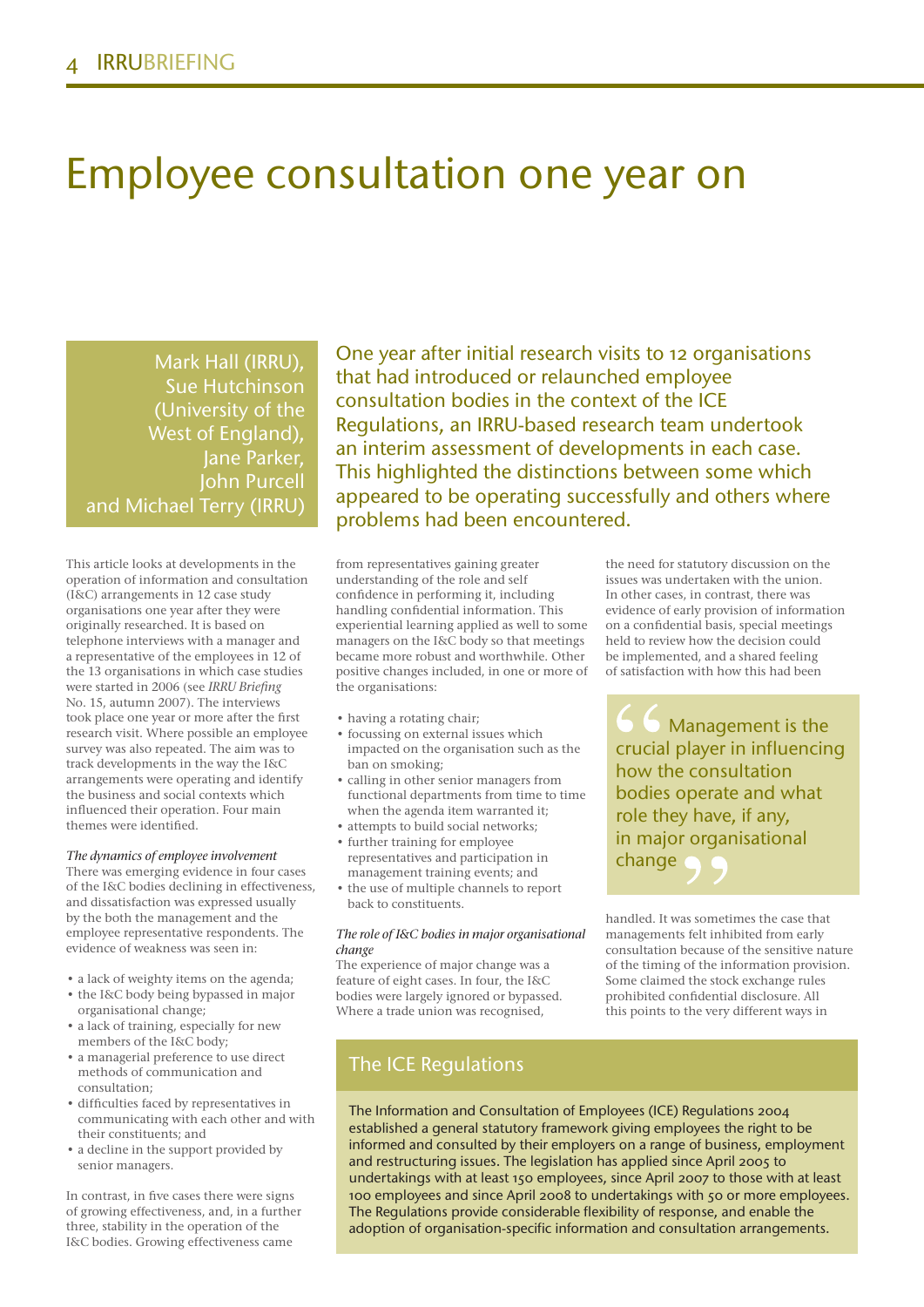# Employee consultation one year on

Mark Hall (IRRU), Sue Hutchinson (University of the West of England), Jane Parker, John Purcell and Michael Terry (IRRU)

One year after initial research visits to 12 organisations that had introduced or relaunched employee consultation bodies in the context of the ICE Regulations, an IRRU-based research team undertook an interim assessment of developments in each case. This highlighted the distinctions between some which appeared to be operating successfully and others where problems had been encountered.

This article looks at developments in the operation of information and consultation (I&C) arrangements in 12 case study organisations one year after they were originally researched. It is based on telephone interviews with a manager and a representative of the employees in 12 of the 13 organisations in which case studies were started in 2006 (see *IRRU Briefing* No. 15, autumn 2007). The interviews took place one year or more after the first research visit. Where possible an employee survey was also repeated. The aim was to track developments in the way the I&C arrangements were operating and identify the business and social contexts which influenced their operation. Four main themes were identified.

*The dynamics of employee involvement*

There was emerging evidence in four cases of the I&C bodies declining in effectiveness, and dissatisfaction was expressed usually by the both the management and the employee representative respondents. The evidence of weakness was seen in:

- a lack of weighty items on the agenda;
- the I&C body being bypassed in major organisational change;
- a lack of training, especially for new members of the I&C body;
- a managerial preference to use direct methods of communication and consultation;
- difficulties faced by representatives in communicating with each other and with their constituents; and
- a decline in the support provided by senior managers.

In contrast, in five cases there were signs of growing effectiveness, and, in a further three, stability in the operation of the I&C bodies. Growing effectiveness came from representatives gaining greater understanding of the role and self confidence in performing it, including handling confidential information. This experiential learning applied as well to some managers on the I&C body so that meetings became more robust and worthwhile. Other positive changes included, in one or more of the organisations:

- having a rotating chair;
- focussing on external issues which impacted on the organisation such as the ban on smoking;
- calling in other senior managers from functional departments from time to time when the agenda item warranted it;
- attempts to build social networks;
- further training for employee representatives and participation in management training events; and
- the use of multiple channels to report back to constituents.

*The role of I&C bodies in major organisational change*

The experience of major change was a feature of eight cases. In four, the I&C bodies were largely ignored or bypassed. Where a trade union was recognised, the need for statutory discussion on the issues was undertaken with the union. In other cases, in contrast, there was evidence of early provision of information on a confidential basis, special meetings held to review how the decision could be implemented, and a shared feeling of satisfaction with how this had been handled. It was sometimes the case that managements felt inhibited from early consultation because of the sensitive nature of the timing of the information provision. Some claimed the stock exchange rules prohibited confidential disclosure. All this points to the very different ways in

> Management is the crucial player in influencing how the consultation bodies operate and what role they have, if any, in major organisational change

## The ICE Regulations

The Information and Consultation of Employees (ICE) Regulations 2004 established a general statutory framework giving employees the right to be informed and consulted by their employers on a range of business, employment and restructuring issues. The legislation has applied since April 2005 to undertakings with at least 150 employees, since April 2007 to those with at least 100 employees and since April 2008 to undertakings with 50 or more employees. The Regulations provide considerable flexibility of response, and enable the adoption of organisation-specific information and consultation arrangements.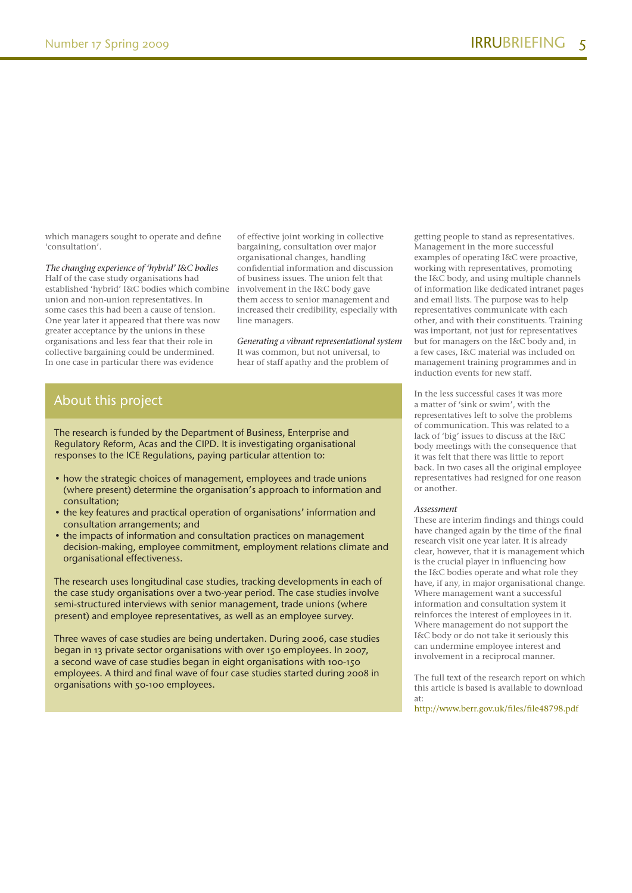which managers sought to operate and define 'consultation'.

*The changing experience of 'hybrid' I&C bodies*
Half of the case study organisations had established 'hybrid' I&C bodies which combine union and non-union representatives. In some cases this had been a cause of tension. One year later it appeared that there was now greater acceptance by the unions in these organisations and less fear that their role in collective bargaining could be undermined. In one case in particular there was evidence of effective joint working in collective bargaining, consultation over major organisational changes, handling confidential information and discussion of business issues. The union felt that involvement in the I&C body gave them access to senior management and increased their credibility, especially with line managers.

*Generating a vibrant representational system*
It was common, but not universal, to hear of staff apathy and the problem of getting people to stand as representatives. Management in the more successful examples of operating I&C were proactive, working with representatives, promoting the I&C body, and using multiple channels of information like dedicated intranet pages and email lists. The purpose was to help representatives communicate with each other, and with their constituents. Training was important, not just for representatives but for managers on the I&C body and, in a few cases, I&C material was included on management training programmes and in induction events for new staff.

In the less successful cases it was more a matter of 'sink or swim', with the representatives left to solve the problems of communication. This was related to a lack of 'big' issues to discuss at the I&C body meetings with the consequence that it was felt that there was little to report back. In two cases all the original employee representatives had resigned for one reason or another.

*Assessment*
These are interim findings and things could have changed again by the time of the final research visit one year later. It is already clear, however, that it is management which is the crucial player in influencing how the I&C bodies operate and what role they have, if any, in major organisational change. Where management want a successful information and consultation system it reinforces the interest of employees in it. Where management do not support the I&C body or do not take it seriously this can undermine employee interest and involvement in a reciprocal manner.

The full text of the research report on which this article is based is available to download at:
http://www.berr.gov.uk/files/file48798.pdf

## About this project

The research is funded by the Department of Business, Enterprise and Regulatory Reform, Acas and the CIPD. It is investigating organisational responses to the ICE Regulations, paying particular attention to:

- how the strategic choices of management, employees and trade unions (where present) determine the organisation's approach to information and consultation;
- the key features and practical operation of organisations' information and consultation arrangements; and
- the impacts of information and consultation practices on management decision-making, employee commitment, employment relations climate and organisational effectiveness.

The research uses longitudinal case studies, tracking developments in each of the case study organisations over a two-year period. The case studies involve semi-structured interviews with senior management, trade unions (where present) and employee representatives, as well as an employee survey.

Three waves of case studies are being undertaken. During 2006, case studies began in 13 private sector organisations with over 150 employees. In 2007, a second wave of case studies began in eight organisations with 100-150 employees. A third and final wave of four case studies started during 2008 in organisations with 50-100 employees.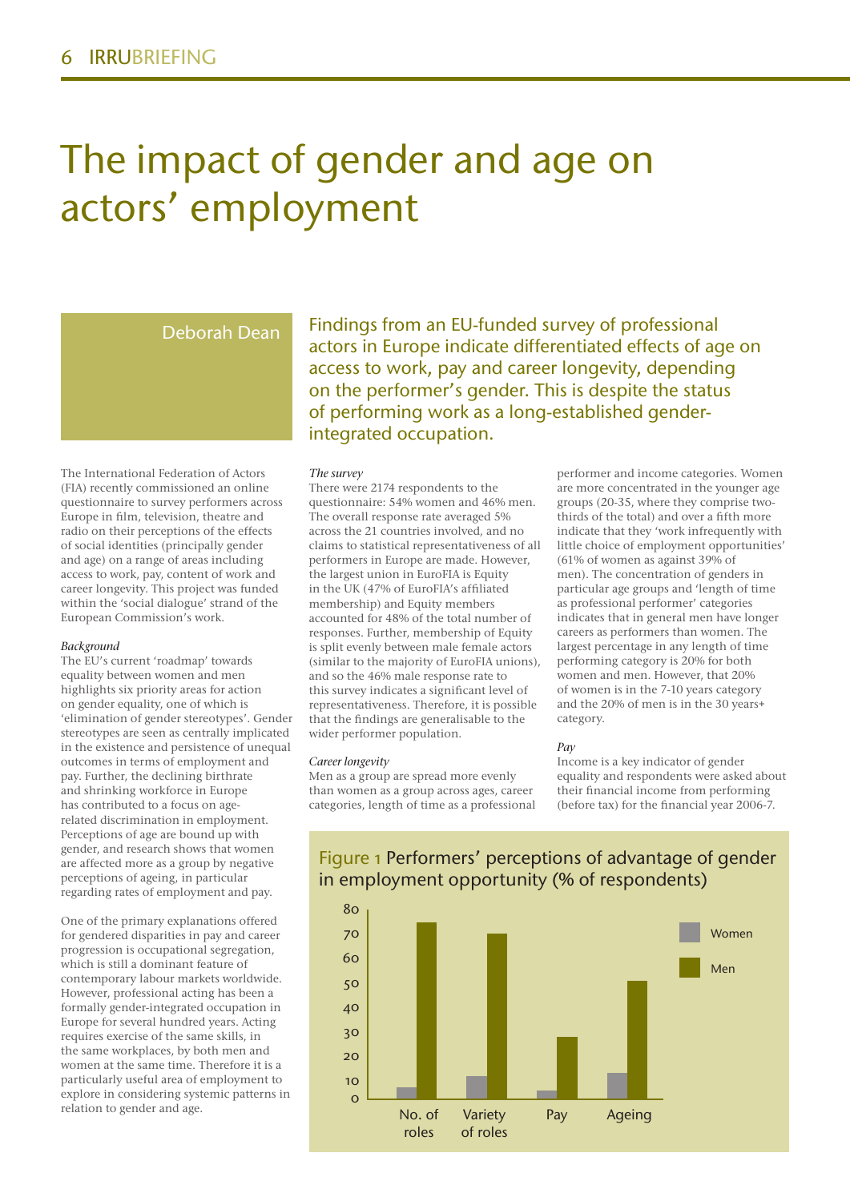# The impact of gender and age on actors' employment

Deborah Dean

Findings from an EU-funded survey of professional actors in Europe indicate differentiated effects of age on access to work, pay and career longevity, depending on the performer's gender. This is despite the status of performing work as a long-established gender-integrated occupation.

The International Federation of Actors (FIA) recently commissioned an online questionnaire to survey performers across Europe in film, television, theatre and radio on their perceptions of the effects of social identities (principally gender and age) on a range of areas including access to work, pay, content of work and career longevity. This project was funded within the 'social dialogue' strand of the European Commission's work.

*Background*

The EU's current 'roadmap' towards equality between women and men highlights six priority areas for action on gender equality, one of which is 'elimination of gender stereotypes'. Gender stereotypes are seen as centrally implicated in the existence and persistence of unequal outcomes in terms of employment and pay. Further, the declining birthrate and shrinking workforce in Europe has contributed to a focus on age-related discrimination in employment. Perceptions of age are bound up with gender, and research shows that women are affected more as a group by negative perceptions of ageing, in particular regarding rates of employment and pay.

One of the primary explanations offered for gendered disparities in pay and career progression is occupational segregation, which is still a dominant feature of contemporary labour markets worldwide. However, professional acting has been a formally gender-integrated occupation in Europe for several hundred years. Acting requires exercise of the same skills, in the same workplaces, by both men and women at the same time. Therefore it is a particularly useful area of employment to explore in considering systemic patterns in relation to gender and age.

*The survey*

There were 2174 respondents to the questionnaire: 54% women and 46% men. The overall response rate averaged 5% across the 21 countries involved, and no claims to statistical representativeness of all performers in Europe are made. However, the largest union in EuroFIA is Equity in the UK (47% of EuroFIA's affiliated membership) and Equity members accounted for 48% of the total number of responses. Further, membership of Equity is split evenly between male female actors (similar to the majority of EuroFIA unions), and so the 46% male response rate to this survey indicates a significant level of representativeness. Therefore, it is possible that the findings are generalisable to the wider performer population.

*Career longevity*

Men as a group are spread more evenly than women as a group across ages, career categories, length of time as a professional performer and income categories. Women are more concentrated in the younger age groups (20-35, where they comprise two-thirds of the total) and over a fifth more indicate that they 'work infrequently with little choice of employment opportunities' (61% of women as against 39% of men). The concentration of genders in particular age groups and 'length of time as professional performer' categories indicates that in general men have longer careers as performers than women. The largest percentage in any length of time performing category is 20% for both women and men. However, that 20% of women is in the 7-10 years category and the 20% of men is in the 30 years+ category.

*Pay*

Income is a key indicator of gender equality and respondents were asked about their financial income from performing (before tax) for the financial year 2006-7.

Figure 1 Performers' perceptions of advantage of gender in employment opportunity (% of respondents)

| | Women | Men |
|---|---|---|
| No. of roles | 5 | 73 |
| Variety of roles | 9 | 68 |
| Pay | 3 | 26 |
| Ageing | 11 | 49 |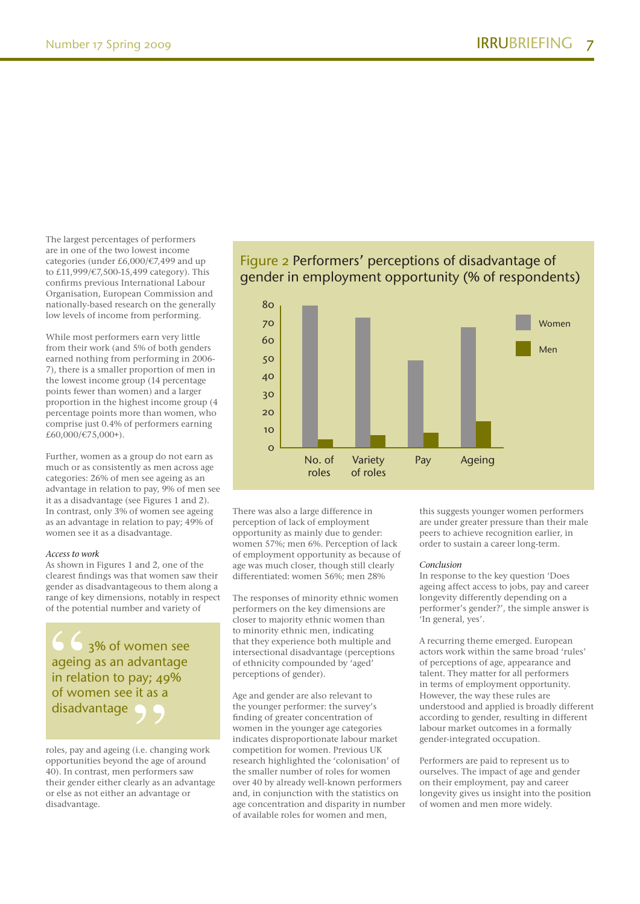The largest percentages of performers are in one of the two lowest income categories (under £6,000/€7,499 and up to £11,999/€7,500-15,499 category). This confirms previous International Labour Organisation, European Commission and nationally-based research on the generally low levels of income from performing.

While most performers earn very little from their work (and 5% of both genders earned nothing from performing in 2006-7), there is a smaller proportion of men in the lowest income group (14 percentage points fewer than women) and a larger proportion in the highest income group (4 percentage points more than women, who comprise just 0.4% of performers earning £60,000/€75,000+).

Further, women as a group do not earn as much or as consistently as men across age categories: 26% of men see ageing as an advantage in relation to pay, 9% of men see it as a disadvantage (see Figures 1 and 2). In contrast, only 3% of women see ageing as an advantage in relation to pay; 49% of women see it as a disadvantage.

*Access to work*

As shown in Figures 1 and 2, one of the clearest findings was that women saw their gender as disadvantageous to them along a range of key dimensions, notably in respect of the potential number and variety of roles, pay and ageing (i.e. changing work opportunities beyond the age of around 40). In contrast, men performers saw their gender either clearly as an advantage or else as not either an advantage or disadvantage.

> "3% of women see ageing as an advantage in relation to pay; 49% of women see it as a disadvantage"

Figure 2 Performers' perceptions of disadvantage of gender in employment opportunity (% of respondents)

| | Women | Men |
|---|---|---|
| No. of roles | ~79 | ~5 |
| Variety of roles | ~73 | ~7 |
| Pay | ~49 | ~8 |
| Ageing | ~67 | ~15 |

There was also a large difference in perception of lack of employment opportunity as mainly due to gender: women 57%; men 6%. Perception of lack of employment opportunity as because of age was much closer, though still clearly differentiated: women 56%; men 28%

The responses of minority ethnic women performers on the key dimensions are closer to majority ethnic women than to minority ethnic men, indicating that they experience both multiple and intersectional disadvantage (perceptions of ethnicity compounded by 'aged' perceptions of gender).

Age and gender are also relevant to the younger performer: the survey's finding of greater concentration of women in the younger age categories indicates disproportionate labour market competition for women. Previous UK research highlighted the 'colonisation' of the smaller number of roles for women over 40 by already well-known performers and, in conjunction with the statistics on age concentration and disparity in number of available roles for women and men, this suggests younger women performers are under greater pressure than their male peers to achieve recognition earlier, in order to sustain a career long-term.

*Conclusion*

In response to the key question 'Does ageing affect access to jobs, pay and career longevity differently depending on a performer's gender?', the simple answer is 'In general, yes'.

A recurring theme emerged. European actors work within the same broad 'rules' of perceptions of age, appearance and talent. They matter for all performers in terms of employment opportunity. However, the way these rules are understood and applied is broadly different according to gender, resulting in different labour market outcomes in a formally gender-integrated occupation.

Performers are paid to represent us to ourselves. The impact of age and gender on their employment, pay and career longevity gives us insight into the position of women and men more widely.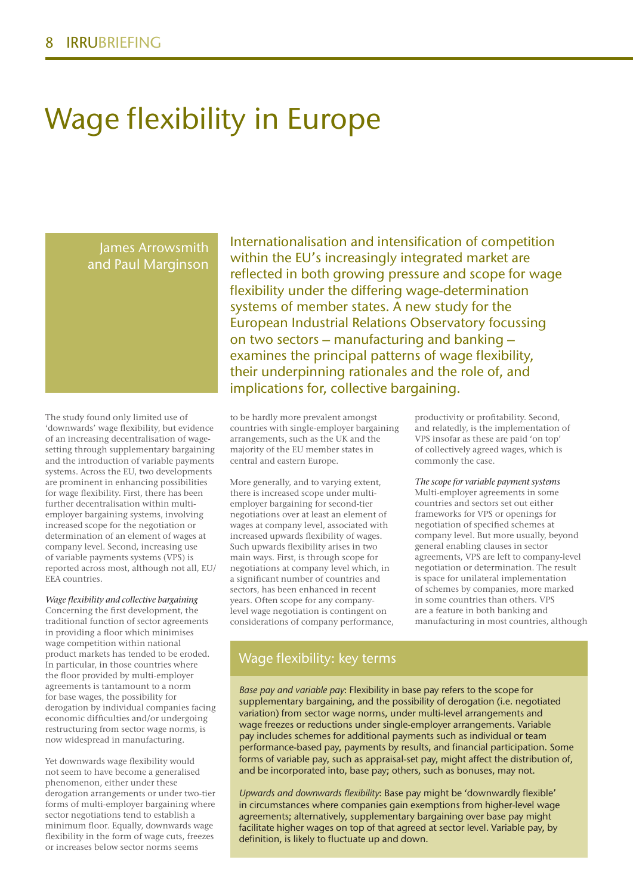# Wage flexibility in Europe

James Arrowsmith and Paul Marginson

**Internationalisation and intensification of competition within the EU's increasingly integrated market are reflected in both growing pressure and scope for wage flexibility under the differing wage-determination systems of member states. A new study for the European Industrial Relations Observatory focussing on two sectors – manufacturing and banking – examines the principal patterns of wage flexibility, their underpinning rationales and the role of, and implications for, collective bargaining.**

The study found only limited use of 'downwards' wage flexibility, but evidence of an increasing decentralisation of wage-setting through supplementary bargaining and the introduction of variable payments systems. Across the EU, two developments are prominent in enhancing possibilities for wage flexibility. First, there has been further decentralisation within multi-employer bargaining systems, involving increased scope for the negotiation or determination of an element of wages at company level. Second, increasing use of variable payments systems (VPS) is reported across most, although not all, EU/EEA countries.

*Wage flexibility and collective bargaining*

Concerning the first development, the traditional function of sector agreements in providing a floor which minimises wage competition within national product markets has tended to be eroded. In particular, in those countries where the floor provided by multi-employer agreements is tantamount to a norm for base wages, the possibility for derogation by individual companies facing economic difficulties and/or undergoing restructuring from sector wage norms, is now widespread in manufacturing.

Yet downwards wage flexibility would not seem to have become a generalised phenomenon, either under these derogation arrangements or under two-tier forms of multi-employer bargaining where sector negotiations tend to establish a minimum floor. Equally, downwards wage flexibility in the form of wage cuts, freezes or increases below sector norms seems to be hardly more prevalent amongst countries with single-employer bargaining arrangements, such as the UK and the majority of the EU member states in central and eastern Europe.

More generally, and to varying extent, there is increased scope under multi-employer bargaining for second-tier negotiations over at least an element of wages at company level, associated with increased upwards flexibility of wages. Such upwards flexibility arises in two main ways. First, is through scope for negotiations at company level which, in a significant number of countries and sectors, has been enhanced in recent years. Often scope for any company-level wage negotiation is contingent on considerations of company performance, productivity or profitability. Second, and relatedly, is the implementation of VPS insofar as these are paid 'on top' of collectively agreed wages, which is commonly the case.

*The scope for variable payment systems*

Multi-employer agreements in some countries and sectors set out either frameworks for VPS or openings for negotiation of specified schemes at company level. But more usually, beyond general enabling clauses in sector agreements, VPS are left to company-level negotiation or determination. The result is space for unilateral implementation of schemes by companies, more marked in some countries than others. VPS are a feature in both banking and manufacturing in most countries, although

## Wage flexibility: key terms

*Base pay and variable pay*: Flexibility in base pay refers to the scope for supplementary bargaining, and the possibility of derogation (i.e. negotiated variation) from sector wage norms, under multi-level arrangements and wage freezes or reductions under single-employer arrangements. Variable pay includes schemes for additional payments such as individual or team performance-based pay, payments by results, and financial participation. Some forms of variable pay, such as appraisal-set pay, might affect the distribution of, and be incorporated into, base pay; others, such as bonuses, may not.

*Upwards and downwards flexibility*: Base pay might be 'downwardly flexible' in circumstances where companies gain exemptions from higher-level wage agreements; alternatively, supplementary bargaining over base pay might facilitate higher wages on top of that agreed at sector level. Variable pay, by definition, is likely to fluctuate up and down.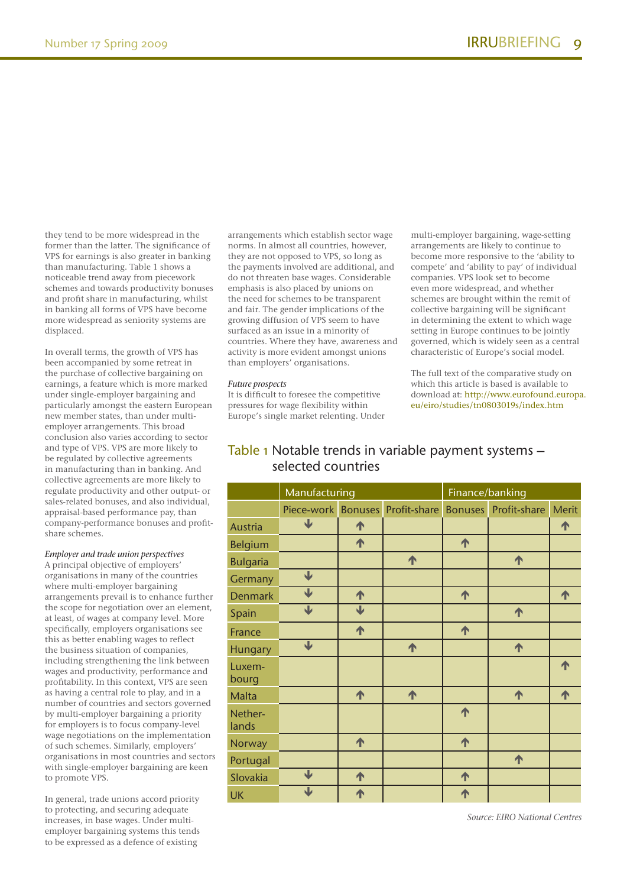they tend to be more widespread in the former than the latter. The significance of VPS for earnings is also greater in banking than manufacturing. Table 1 shows a noticeable trend away from piecework schemes and towards productivity bonuses and profit share in manufacturing, whilst in banking all forms of VPS have become more widespread as seniority systems are displaced.

In overall terms, the growth of VPS has been accompanied by some retreat in the purchase of collective bargaining on earnings, a feature which is more marked under single-employer bargaining and particularly amongst the eastern European new member states, than under multi-employer arrangements. This broad conclusion also varies according to sector and type of VPS. VPS are more likely to be regulated by collective agreements in manufacturing than in banking. And collective agreements are more likely to regulate productivity and other output- or sales-related bonuses, and also individual, appraisal-based performance pay, than company-performance bonuses and profit-share schemes.

*Employer and trade union perspectives*
A principal objective of employers' organisations in many of the countries where multi-employer bargaining arrangements prevail is to enhance further the scope for negotiation over an element, at least, of wages at company level. More specifically, employers organisations see this as better enabling wages to reflect the business situation of companies, including strengthening the link between wages and productivity, performance and profitability. In this context, VPS are seen as having a central role to play, and in a number of countries and sectors governed by multi-employer bargaining a priority for employers is to focus company-level wage negotiations on the implementation of such schemes. Similarly, employers' organisations in most countries and sectors with single-employer bargaining are keen to promote VPS.

In general, trade unions accord priority to protecting, and securing adequate increases, in base wages. Under multi-employer bargaining systems this tends to be expressed as a defence of existing arrangements which establish sector wage norms. In almost all countries, however, they are not opposed to VPS, so long as the payments involved are additional, and do not threaten base wages. Considerable emphasis is also placed by unions on the need for schemes to be transparent and fair. The gender implications of the growing diffusion of VPS seem to have surfaced as an issue in a minority of countries. Where they have, awareness and activity is more evident amongst unions than employers' organisations.

*Future prospects*
It is difficult to foresee the competitive pressures for wage flexibility within Europe's single market relenting. Under multi-employer bargaining, wage-setting arrangements are likely to continue to become more responsive to the 'ability to compete' and 'ability to pay' of individual companies. VPS look set to become even more widespread, and whether schemes are brought within the remit of collective bargaining will be significant in determining the extent to which wage setting in Europe continues to be jointly governed, which is widely seen as a central characteristic of Europe's social model.

The full text of the comparative study on which this article is based is available to download at: http://www.eurofound.europa.eu/eiro/studies/tn0803019s/index.htm

## Table 1 Notable trends in variable payment systems – selected countries

| | Manufacturing | | | Finance/banking | | |
|---|---|---|---|---|---|---|
| | Piece-work | Bonuses | Profit-share | Bonuses | Profit-share | Merit |
| Austria | ↓ | ↑ | | | | ↑ |
| Belgium | | ↑ | | ↑ | | |
| Bulgaria | | | ↑ | | ↑ | |
| Germany | ↓ | | | | | |
| Denmark | ↓ | ↑ | | ↑ | | ↑ |
| Spain | ↓ | ↓ | | | ↑ | |
| France | | ↑ | | ↑ | | |
| Hungary | ↓ | | ↑ | | ↑ | |
| Luxembourg | | | | | | ↑ |
| Malta | | ↑ | ↑ | | ↑ | ↑ |
| Netherlands | | | | ↑ | | |
| Norway | | ↑ | | ↑ | | |
| Portugal | | | | | ↑ | |
| Slovakia | ↓ | ↑ | | ↑ | | |
| UK | ↓ | ↑ | | ↑ | | |

*Source: EIRO National Centres*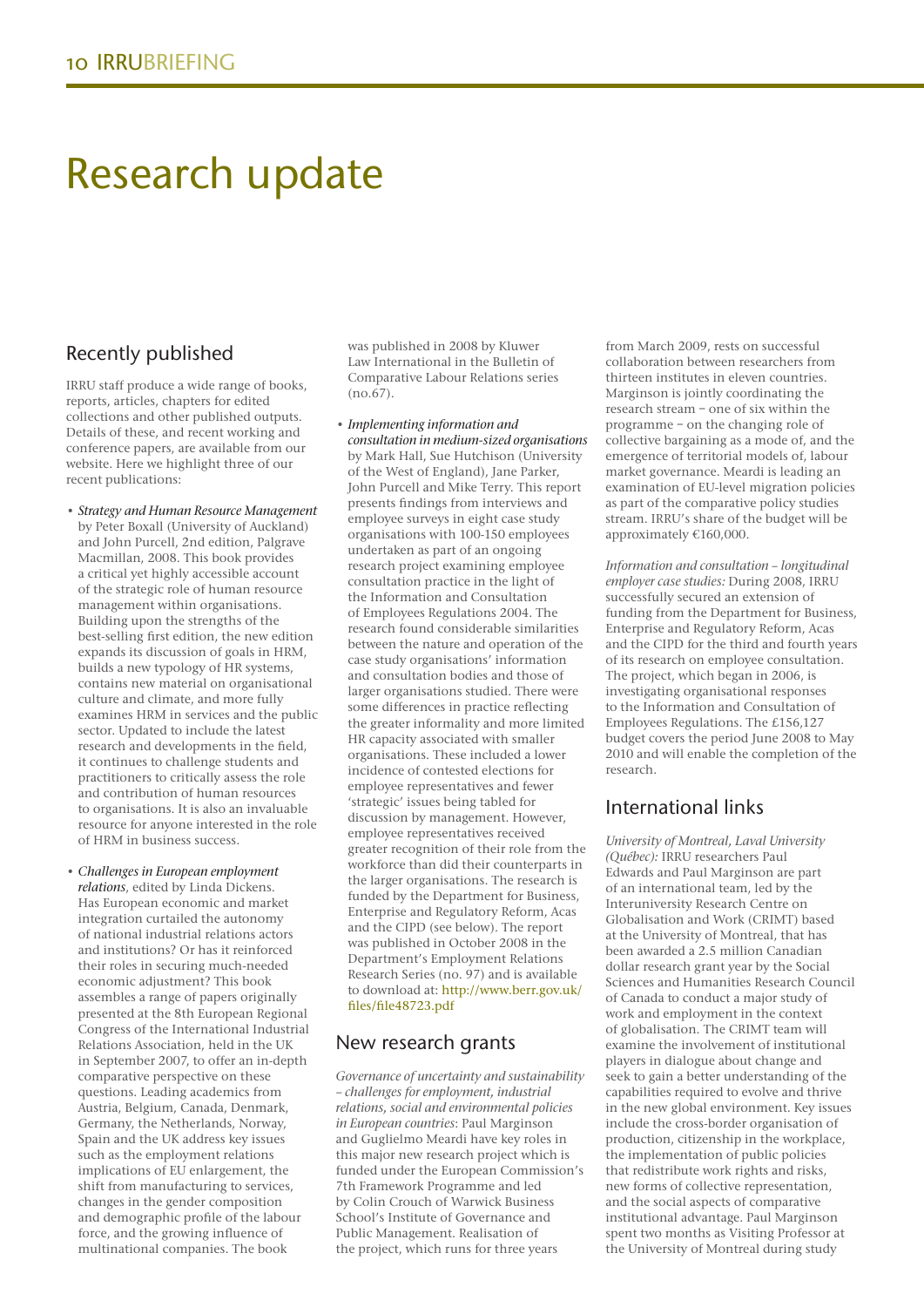# Research update

## Recently published

IRRU staff produce a wide range of books, reports, articles, chapters for edited collections and other published outputs. Details of these, and recent working and conference papers, are available from our website. Here we highlight three of our recent publications:

- *Strategy and Human Resource Management* by Peter Boxall (University of Auckland) and John Purcell, 2nd edition, Palgrave Macmillan, 2008. This book provides a critical yet highly accessible account of the strategic role of human resource management within organisations. Building upon the strengths of the best-selling first edition, the new edition expands its discussion of goals in HRM, builds a new typology of HR systems, contains new material on organisational culture and climate, and more fully examines HRM in services and the public sector. Updated to include the latest research and developments in the field, it continues to challenge students and practitioners to critically assess the role and contribution of human resources to organisations. It is also an invaluable resource for anyone interested in the role of HRM in business success.
- *Challenges in European employment relations*, edited by Linda Dickens. Has European economic and market integration curtailed the autonomy of national industrial relations actors and institutions? Or has it reinforced their roles in securing much-needed economic adjustment? This book assembles a range of papers originally presented at the 8th European Regional Congress of the International Industrial Relations Association, held in the UK in September 2007, to offer an in-depth comparative perspective on these questions. Leading academics from Austria, Belgium, Canada, Denmark, Germany, the Netherlands, Norway, Spain and the UK address key issues such as the employment relations implications of EU enlargement, the shift from manufacturing to services, changes in the gender composition and demographic profile of the labour force, and the growing influence of multinational companies. The book was published in 2008 by Kluwer Law International in the Bulletin of Comparative Labour Relations series (no.67).
- *Implementing information and consultation in medium-sized organisations* by Mark Hall, Sue Hutchison (University of the West of England), Jane Parker, John Purcell and Mike Terry. This report presents findings from interviews and employee surveys in eight case study organisations with 100-150 employees undertaken as part of an ongoing research project examining employee consultation practice in the light of the Information and Consultation of Employees Regulations 2004. The research found considerable similarities between the nature and operation of the case study organisations' information and consultation bodies and those of larger organisations studied. There were some differences in practice reflecting the greater informality and more limited HR capacity associated with smaller organisations. These included a lower incidence of contested elections for employee representatives and fewer 'strategic' issues being tabled for discussion by management. However, employee representatives received greater recognition of their role from the workforce than did their counterparts in the larger organisations. The research is funded by the Department for Business, Enterprise and Regulatory Reform, Acas and the CIPD (see below). The report was published in October 2008 in the Department's Employment Relations Research Series (no. 97) and is available to download at: http://www.berr.gov.uk/files/file48723.pdf

## New research grants

*Governance of uncertainty and sustainability – challenges for employment, industrial relations, social and environmental policies in European countries*: Paul Marginson and Guglielmo Meardi have key roles in this major new research project which is funded under the European Commission's 7th Framework Programme and led by Colin Crouch of Warwick Business School's Institute of Governance and Public Management. Realisation of the project, which runs for three years from March 2009, rests on successful collaboration between researchers from thirteen institutes in eleven countries. Marginson is jointly coordinating the research stream – one of six within the programme – on the changing role of collective bargaining as a mode of, and the emergence of territorial models of, labour market governance. Meardi is leading an examination of EU-level migration policies as part of the comparative policy studies stream. IRRU's share of the budget will be approximately €160,000.

*Information and consultation – longitudinal employer case studies:* During 2008, IRRU successfully secured an extension of funding from the Department for Business, Enterprise and Regulatory Reform, Acas and the CIPD for the third and fourth years of its research on employee consultation. The project, which began in 2006, is investigating organisational responses to the Information and Consultation of Employees Regulations. The £156,127 budget covers the period June 2008 to May 2010 and will enable the completion of the research.

## International links

*University of Montreal, Laval University (Québec):* IRRU researchers Paul Edwards and Paul Marginson are part of an international team, led by the Interuniversity Research Centre on Globalisation and Work (CRIMT) based at the University of Montreal, that has been awarded a 2.5 million Canadian dollar research grant year by the Social Sciences and Humanities Research Council of Canada to conduct a major study of work and employment in the context of globalisation. The CRIMT team will examine the involvement of institutional players in dialogue about change and seek to gain a better understanding of the capabilities required to evolve and thrive in the new global environment. Key issues include the cross-border organisation of production, citizenship in the workplace, the implementation of public policies that redistribute work rights and risks, new forms of collective representation, and the social aspects of comparative institutional advantage. Paul Marginson spent two months as Visiting Professor at the University of Montreal during study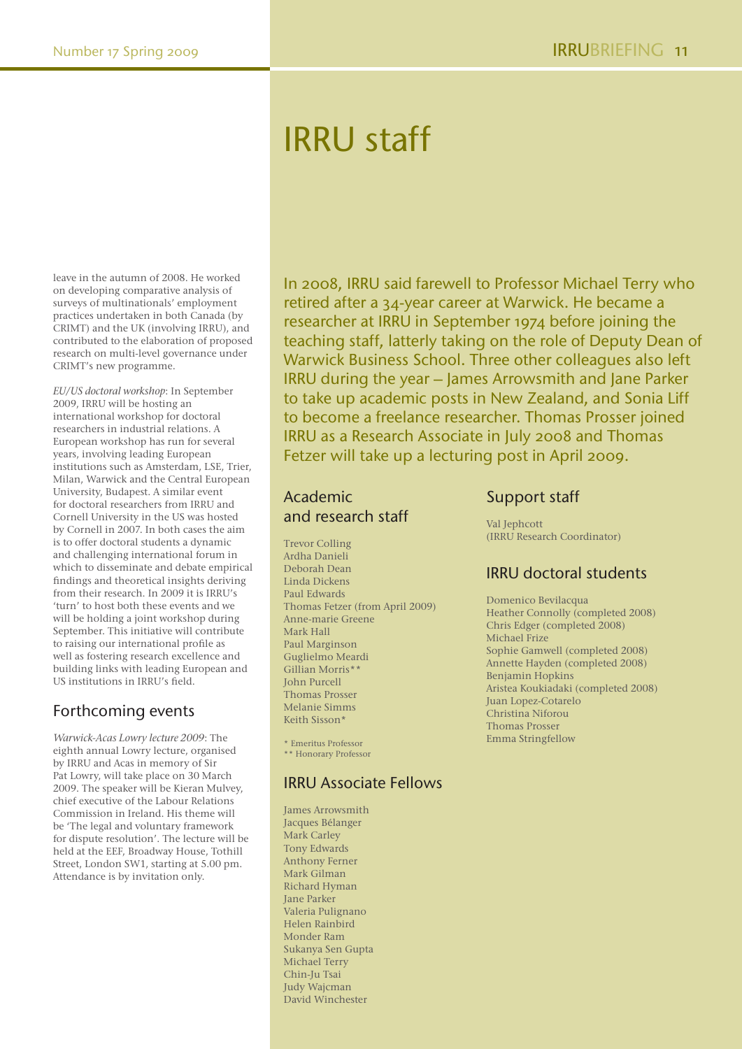leave in the autumn of 2008. He worked on developing comparative analysis of surveys of multinationals' employment practices undertaken in both Canada (by CRIMT) and the UK (involving IRRU), and contributed to the elaboration of proposed research on multi-level governance under CRIMT's new programme.

*EU/US doctoral workshop*: In September 2009, IRRU will be hosting an international workshop for doctoral researchers in industrial relations. A European workshop has run for several years, involving leading European institutions such as Amsterdam, LSE, Trier, Milan, Warwick and the Central European University, Budapest. A similar event for doctoral researchers from IRRU and Cornell University in the US was hosted by Cornell in 2007. In both cases the aim is to offer doctoral students a dynamic and challenging international forum in which to disseminate and debate empirical findings and theoretical insights deriving from their research. In 2009 it is IRRU's 'turn' to host both these events and we will be holding a joint workshop during September. This initiative will contribute to raising our international profile as well as fostering research excellence and building links with leading European and US institutions in IRRU's field.

## Forthcoming events

*Warwick-Acas Lowry lecture 2009*: The eighth annual Lowry lecture, organised by IRRU and Acas in memory of Sir Pat Lowry, will take place on 30 March 2009. The speaker will be Kieran Mulvey, chief executive of the Labour Relations Commission in Ireland. His theme will be 'The legal and voluntary framework for dispute resolution'. The lecture will be held at the EEF, Broadway House, Tothill Street, London SW1, starting at 5.00 pm. Attendance is by invitation only.

# IRRU staff

In 2008, IRRU said farewell to Professor Michael Terry who retired after a 34-year career at Warwick. He became a researcher at IRRU in September 1974 before joining the teaching staff, latterly taking on the role of Deputy Dean of Warwick Business School. Three other colleagues also left IRRU during the year – James Arrowsmith and Jane Parker to take up academic posts in New Zealand, and Sonia Liff to become a freelance researcher. Thomas Prosser joined IRRU as a Research Associate in July 2008 and Thomas Fetzer will take up a lecturing post in April 2009.

## Academic and research staff

Trevor Colling
Ardha Danieli
Deborah Dean
Linda Dickens
Paul Edwards
Thomas Fetzer (from April 2009)
Anne-marie Greene
Mark Hall
Paul Marginson
Guglielmo Meardi
Gillian Morris**
John Purcell
Thomas Prosser
Melanie Simms
Keith Sisson*

\* Emeritus Professor
** Honorary Professor

## IRRU Associate Fellows

James Arrowsmith
Jacques Bélanger
Mark Carley
Tony Edwards
Anthony Ferner
Mark Gilman
Richard Hyman
Jane Parker
Valeria Pulignano
Helen Rainbird
Monder Ram
Sukanya Sen Gupta
Michael Terry
Chin-Ju Tsai
Judy Wajcman
David Winchester

## Support staff

Val Jephcott
(IRRU Research Coordinator)

## IRRU doctoral students

Domenico Bevilacqua
Heather Connolly (completed 2008)
Chris Edger (completed 2008)
Michael Frize
Sophie Gamwell (completed 2008)
Annette Hayden (completed 2008)
Benjamin Hopkins
Aristea Koukiadaki (completed 2008)
Juan Lopez-Cotarelo
Christina Niforou
Thomas Prosser
Emma Stringfellow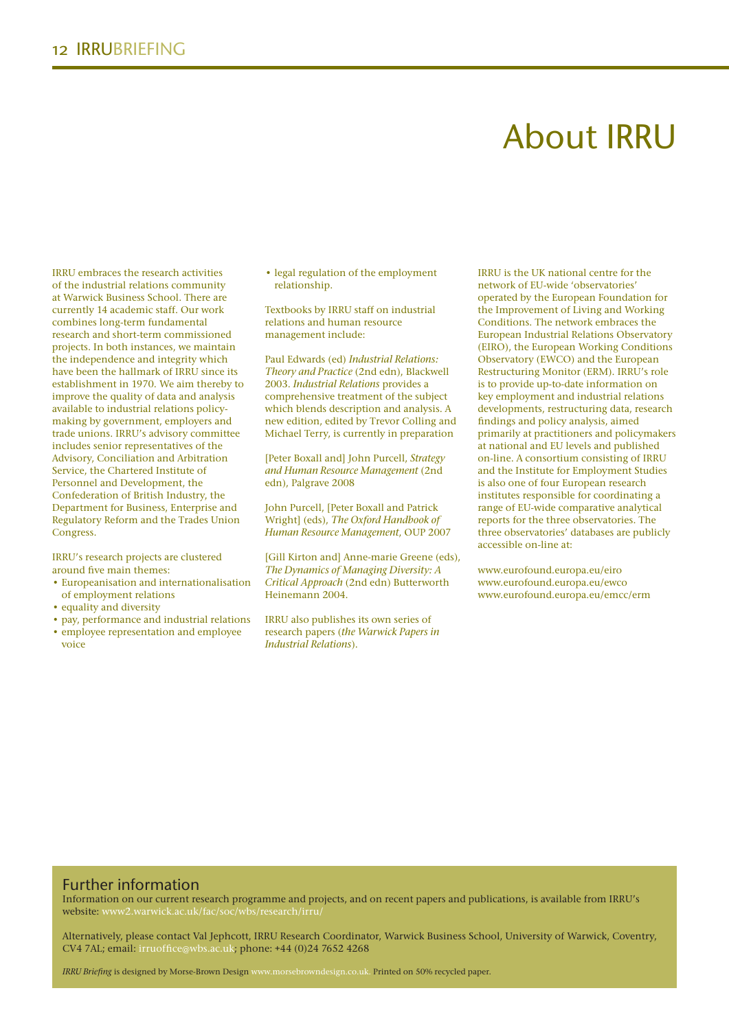# About IRRU

IRRU embraces the research activities of the industrial relations community at Warwick Business School. There are currently 14 academic staff. Our work combines long-term fundamental research and short-term commissioned projects. In both instances, we maintain the independence and integrity which have been the hallmark of IRRU since its establishment in 1970. We aim thereby to improve the quality of data and analysis available to industrial relations policy-making by government, employers and trade unions. IRRU's advisory committee includes senior representatives of the Advisory, Conciliation and Arbitration Service, the Chartered Institute of Personnel and Development, the Confederation of British Industry, the Department for Business, Enterprise and Regulatory Reform and the Trades Union Congress.

IRRU's research projects are clustered around five main themes:

- Europeanisation and internationalisation of employment relations
- equality and diversity
- pay, performance and industrial relations
- employee representation and employee voice
- legal regulation of the employment relationship.

Textbooks by IRRU staff on industrial relations and human resource management include:

Paul Edwards (ed) *Industrial Relations: Theory and Practice* (2nd edn), Blackwell 2003. *Industrial Relations* provides a comprehensive treatment of the subject which blends description and analysis. A new edition, edited by Trevor Colling and Michael Terry, is currently in preparation

[Peter Boxall and] John Purcell, *Strategy and Human Resource Management* (2nd edn), Palgrave 2008

John Purcell, [Peter Boxall and Patrick Wright] (eds), *The Oxford Handbook of Human Resource Management*, OUP 2007

[Gill Kirton and] Anne-marie Greene (eds), *The Dynamics of Managing Diversity: A Critical Approach* (2nd edn) Butterworth Heinemann 2004.

IRRU also publishes its own series of research papers (*the Warwick Papers in Industrial Relations*).

IRRU is the UK national centre for the network of EU-wide 'observatories' operated by the European Foundation for the Improvement of Living and Working Conditions. The network embraces the European Industrial Relations Observatory (EIRO), the European Working Conditions Observatory (EWCO) and the European Restructuring Monitor (ERM). IRRU's role is to provide up-to-date information on key employment and industrial relations developments, restructuring data, research findings and policy analysis, aimed primarily at practitioners and policymakers at national and EU levels and published on-line. A consortium consisting of IRRU and the Institute for Employment Studies is also one of four European research institutes responsible for coordinating a range of EU-wide comparative analytical reports for the three observatories. The three observatories' databases are publicly accessible on-line at:

www.eurofound.europa.eu/eiro
www.eurofound.europa.eu/ewco
www.eurofound.europa.eu/emcc/erm

## Further information

Information on our current research programme and projects, and on recent papers and publications, is available from IRRU's website: www2.warwick.ac.uk/fac/soc/wbs/research/irru/

Alternatively, please contact Val Jephcott, IRRU Research Coordinator, Warwick Business School, University of Warwick, Coventry, CV4 7AL; email: irruoffice@wbs.ac.uk; phone: +44 (0)24 7652 4268

*IRRU Briefing* is designed by Morse-Brown Design www.morsebrowndesign.co.uk. Printed on 50% recycled paper.